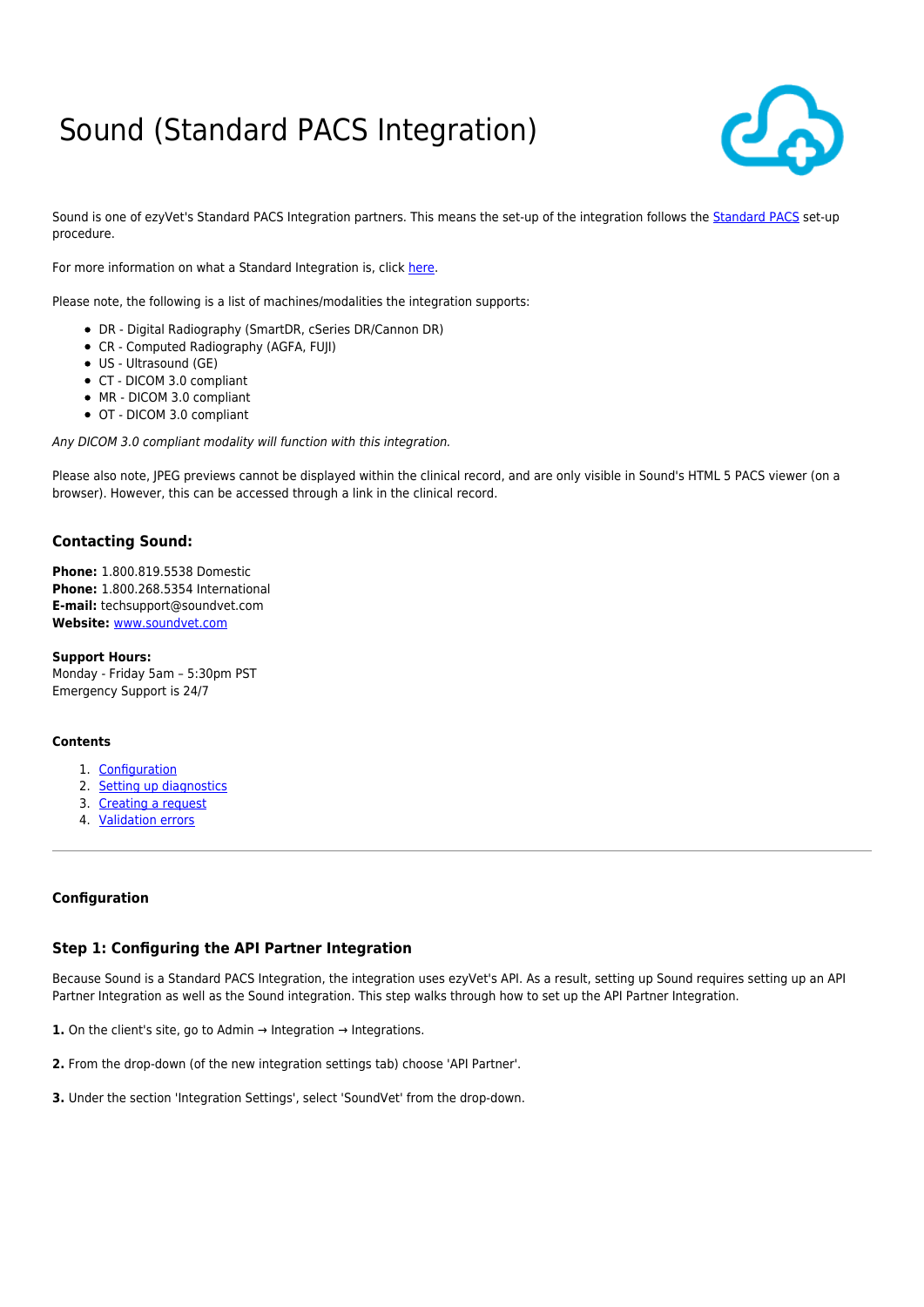# Sound (Standard PACS Integration)

Sound is one of ezyVet's Standard PACS Integration partners. This means the set-up of the integration follows the [Standard PACS]() set-up procedure.

For more information on what a Standard Integration is, click [here]().

Please note, the following is a list of machines/modalities the integration supports:

- DR - Digital Radiography (SmartDR, cSeries DR/Cannon DR)
- CR - Computed Radiography (AGFA, FUJI)
- US - Ultrasound (GE)
- CT - DICOM 3.0 compliant
- MR - DICOM 3.0 compliant
- OT - DICOM 3.0 compliant

*Any DICOM 3.0 compliant modality will function with this integration.*

Please also note, JPEG previews cannot be displayed within the clinical record, and are only visible in Sound's HTML 5 PACS viewer (on a browser). However, this can be accessed through a link in the clinical record.

### Contacting Sound:

**Phone:** 1.800.819.5538 Domestic
**Phone:** 1.800.268.5354 International
**E-mail:** techsupport@soundvet.com
**Website:** [www.soundvet.com]()

**Support Hours:**
Monday - Friday 5am – 5:30pm PST
Emergency Support is 24/7

#### Contents

1. [Configuration]()
2. [Setting up diagnostics]()
3. [Creating a request]()
4. [Validation errors]()

---

#### Configuration

### Step 1: Configuring the API Partner Integration

Because Sound is a Standard PACS Integration, the integration uses ezyVet's API. As a result, setting up Sound requires setting up an API Partner Integration as well as the Sound integration. This step walks through how to set up the API Partner Integration.

**1.** On the client's site, go to Admin → Integration → Integrations.

**2.** From the drop-down (of the new integration settings tab) choose 'API Partner'.

**3.** Under the section 'Integration Settings', select 'SoundVet' from the drop-down.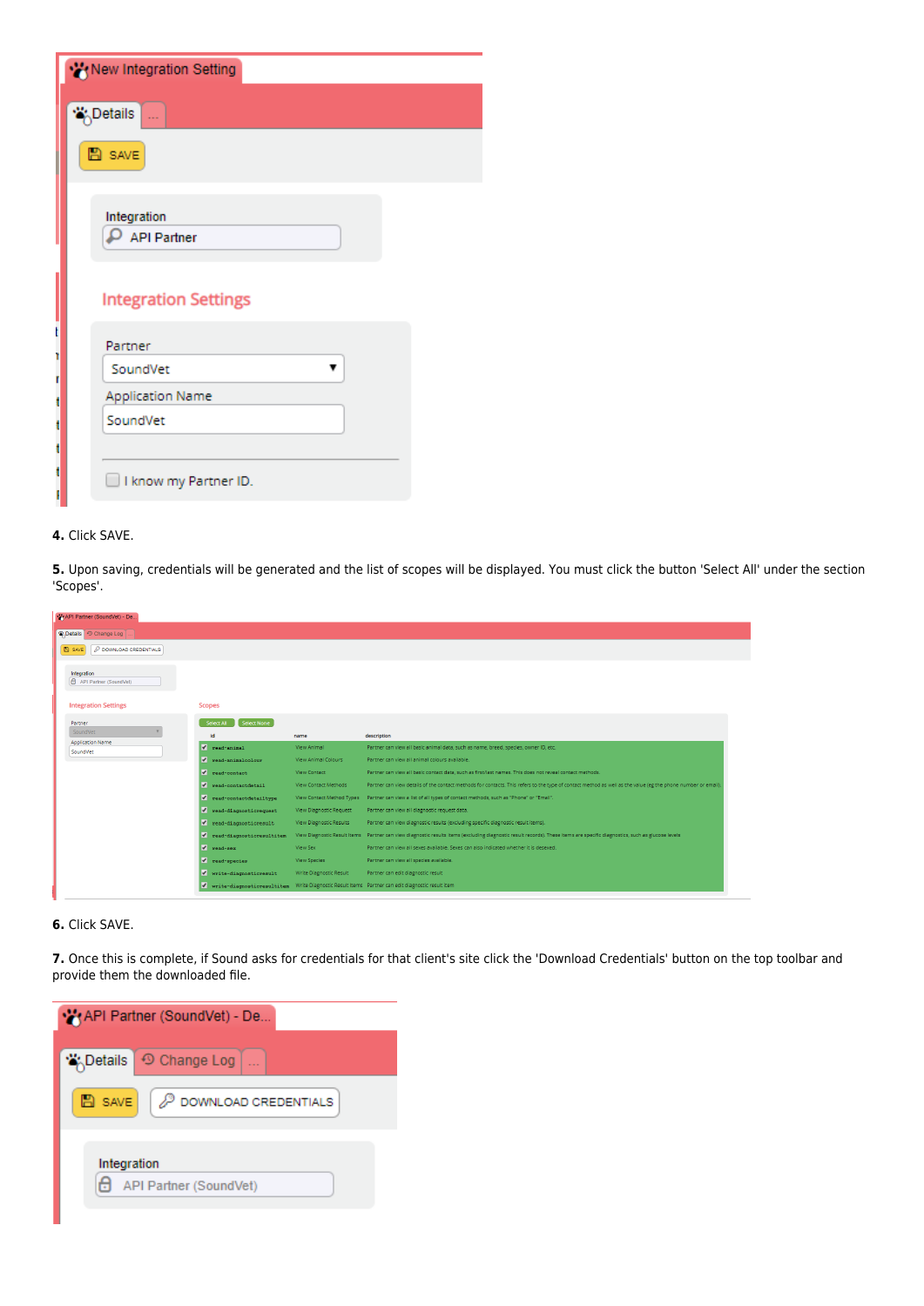**4.** Click SAVE.

**5.** Upon saving, credentials will be generated and the list of scopes will be displayed. You must click the button 'Select All' under the section 'Scopes'.

**6.** Click SAVE.

**7.** Once this is complete, if Sound asks for credentials for that client's site click the 'Download Credentials' button on the top toolbar and provide them the downloaded file.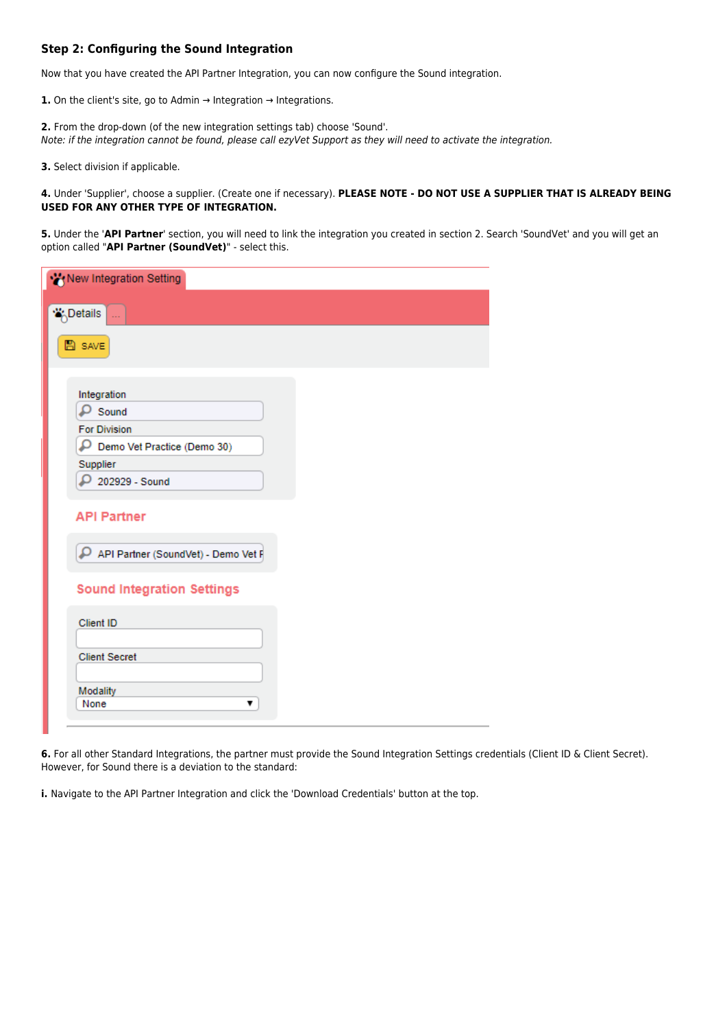### Step 2: Configuring the Sound Integration

Now that you have created the API Partner Integration, you can now configure the Sound integration.

**1.** On the client's site, go to Admin → Integration → Integrations.

**2.** From the drop-down (of the new integration settings tab) choose 'Sound'.
*Note: if the integration cannot be found, please call ezyVet Support as they will need to activate the integration.*

**3.** Select division if applicable.

**4.** Under 'Supplier', choose a supplier. (Create one if necessary). **PLEASE NOTE - DO NOT USE A SUPPLIER THAT IS ALREADY BEING USED FOR ANY OTHER TYPE OF INTEGRATION.**

**5.** Under the '**API Partner**' section, you will need to link the integration you created in section 2. Search 'SoundVet' and you will get an option called "**API Partner (SoundVet)**" - select this.

New Integration Setting

Details | ...

SAVE

Integration: Sound
For Division: Demo Vet Practice (Demo 30)
Supplier: 202929 - Sound

API Partner

API Partner (SoundVet) - Demo Vet P

Sound Integration Settings

Client ID
Client Secret
Modality: None

**6.** For all other Standard Integrations, the partner must provide the Sound Integration Settings credentials (Client ID & Client Secret). However, for Sound there is a deviation to the standard:

**i.** Navigate to the API Partner Integration and click the 'Download Credentials' button at the top.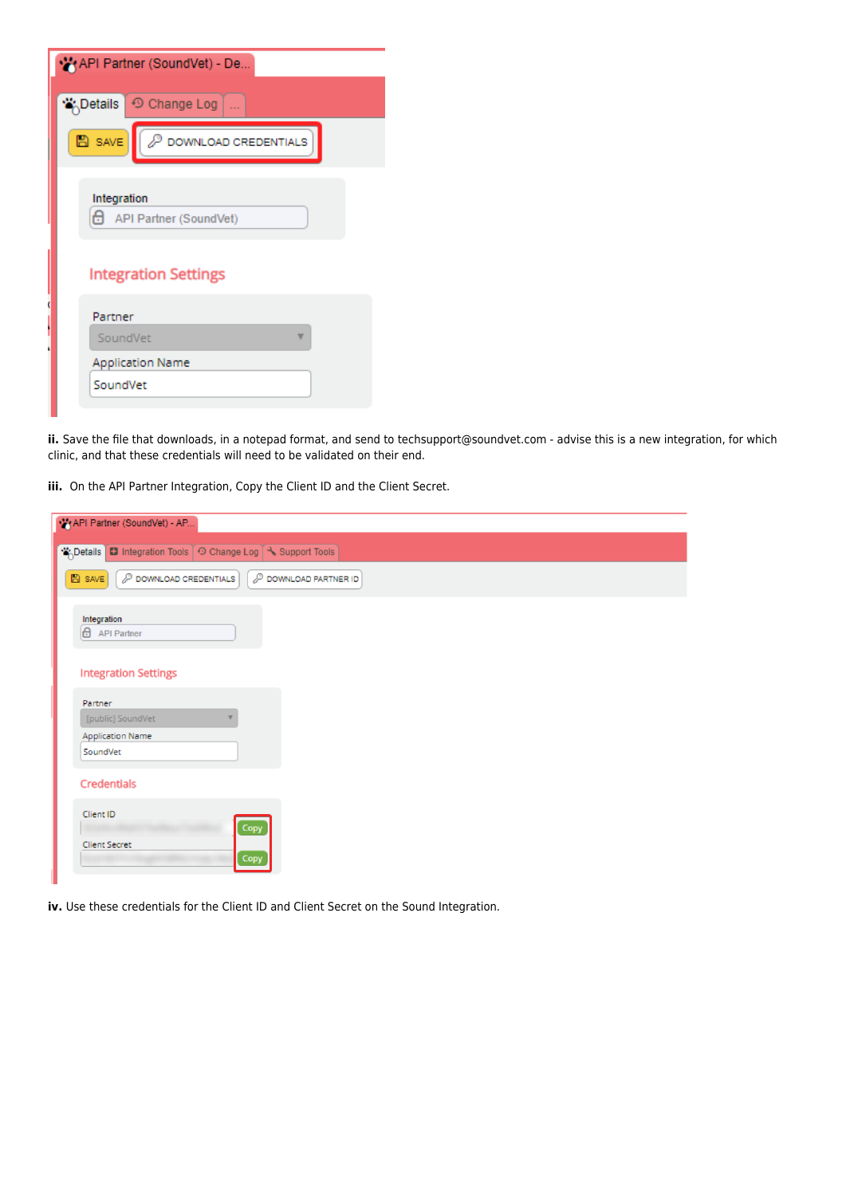**ii.** Save the file that downloads, in a notepad format, and send to techsupport@soundvet.com - advise this is a new integration, for which clinic, and that these credentials will need to be validated on their end.

**iii.** On the API Partner Integration, Copy the Client ID and the Client Secret.

**iv.** Use these credentials for the Client ID and Client Secret on the Sound Integration.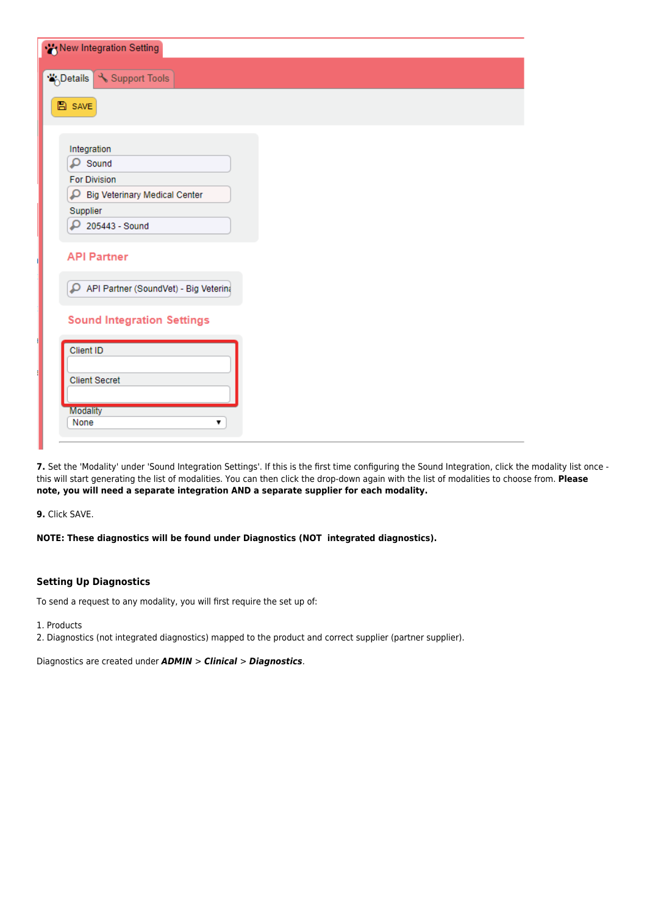**7.** Set the 'Modality' under 'Sound Integration Settings'. If this is the first time configuring the Sound Integration, click the modality list once - this will start generating the list of modalities. You can then click the drop-down again with the list of modalities to choose from. **Please note, you will need a separate integration AND a separate supplier for each modality.**

**9.** Click SAVE.

**NOTE: These diagnostics will be found under Diagnostics (NOT integrated diagnostics).**

### Setting Up Diagnostics

To send a request to any modality, you will first require the set up of:

1. Products
2. Diagnostics (not integrated diagnostics) mapped to the product and correct supplier (partner supplier).

Diagnostics are created under ***ADMIN*** > ***Clinical*** > ***Diagnostics***.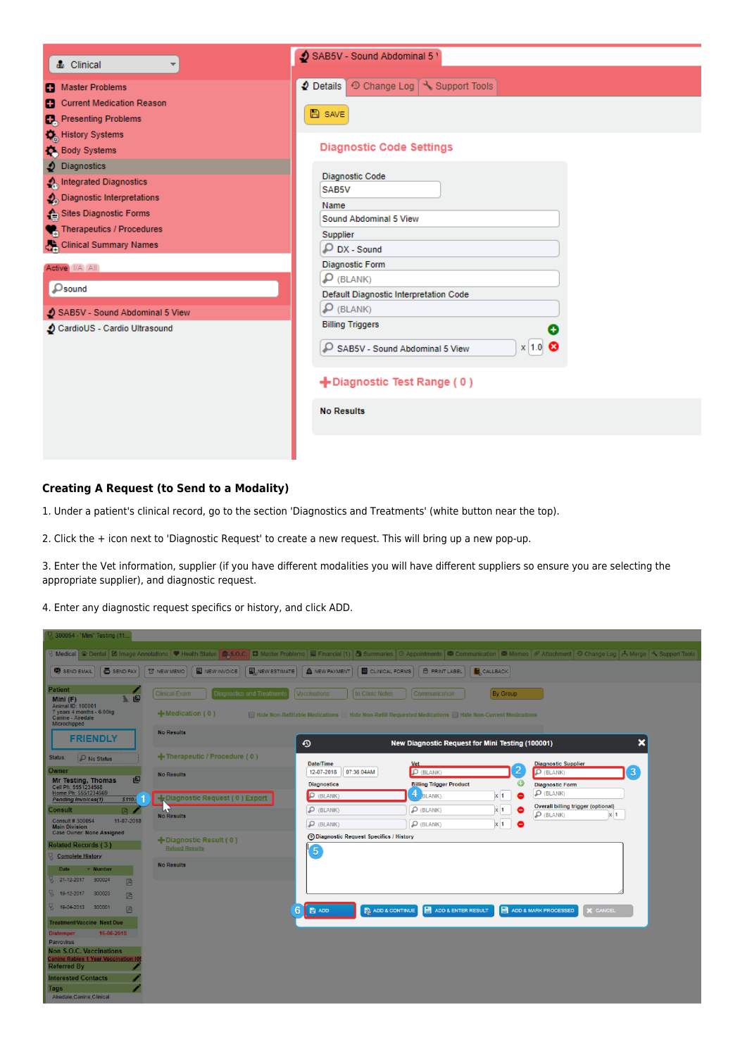## Creating A Request (to Send to a Modality)

1. Under a patient's clinical record, go to the section 'Diagnostics and Treatments' (white button near the top).

2. Click the + icon next to 'Diagnostic Request' to create a new request. This will bring up a new pop-up.

3. Enter the Vet information, supplier (if you have different modalities you will have different suppliers so ensure you are selecting the appropriate supplier), and diagnostic request.

4. Enter any diagnostic request specifics or history, and click ADD.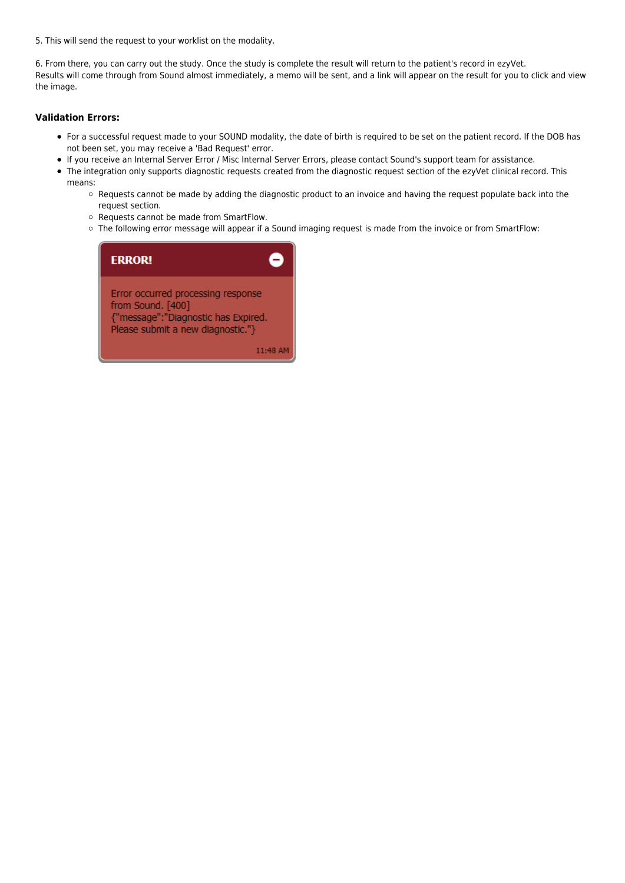5. This will send the request to your worklist on the modality.

6. From there, you can carry out the study. Once the study is complete the result will return to the patient's record in ezyVet.
Results will come through from Sound almost immediately, a memo will be sent, and a link will appear on the result for you to click and view the image.

**Validation Errors:**

- For a successful request made to your SOUND modality, the date of birth is required to be set on the patient record. If the DOB has not been set, you may receive a 'Bad Request' error.
- If you receive an Internal Server Error / Misc Internal Server Errors, please contact Sound's support team for assistance.
- The integration only supports diagnostic requests created from the diagnostic request section of the ezyVet clinical record. This means:
  - Requests cannot be made by adding the diagnostic product to an invoice and having the request populate back into the request section.
  - Requests cannot be made from SmartFlow.
  - The following error message will appear if a Sound imaging request is made from the invoice or from SmartFlow:

ERROR!

Error occurred processing response from Sound. [400] {"message":"Diagnostic has Expired. Please submit a new diagnostic."}

11:48 AM